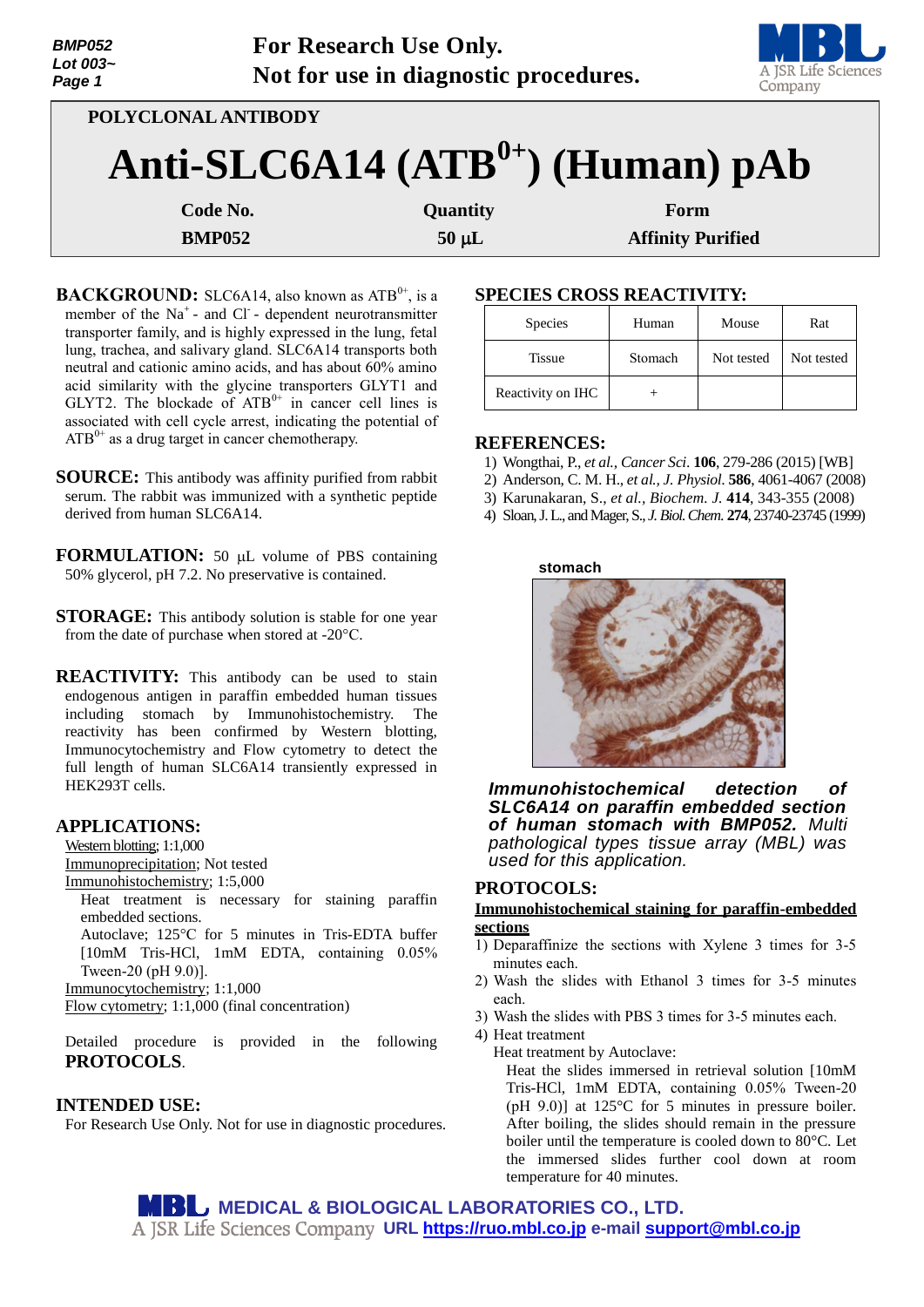BMP052
Lot 003~

**For Research Use Only.**
**Not for use in diagnostic procedures.**

## POLYCLONAL ANTIBODY

# Anti-SLC6A14 (ATB$^{0+}$) (Human) pAb

| Code No. | Quantity | Form |
|---|---|---|
| BMP052 | 50 µL | Affinity Purified |

**BACKGROUND:** SLC6A14, also known as ATB$^{0+}$, is a member of the $Na^+$- and $Cl^-$- dependent neurotransmitter transporter family, and is highly expressed in the lung, fetal lung, trachea, and salivary gland. SLC6A14 transports both neutral and cationic amino acids, and has about 60% amino acid similarity with the glycine transporters GLYT1 and GLYT2. The blockade of ATB$^{0+}$ in cancer cell lines is associated with cell cycle arrest, indicating the potential of ATB$^{0+}$ as a drug target in cancer chemotherapy.

**SOURCE:** This antibody was affinity purified from rabbit serum. The rabbit was immunized with a synthetic peptide derived from human SLC6A14.

**FORMULATION:** 50 µL volume of PBS containing 50% glycerol, pH 7.2. No preservative is contained.

**STORAGE:** This antibody solution is stable for one year from the date of purchase when stored at -20°C.

**REACTIVITY:** This antibody can be used to stain endogenous antigen in paraffin embedded human tissues including stomach by Immunohistochemistry. The reactivity has been confirmed by Western blotting, Immunocytochemistry and Flow cytometry to detect the full length of human SLC6A14 transiently expressed in HEK293T cells.

**APPLICATIONS:**

Western blotting; 1:1,000
Immunoprecipitation; Not tested
Immunohistochemistry; 1:5,000
  Heat treatment is necessary for staining paraffin embedded sections.
  Autoclave; 125°C for 5 minutes in Tris-EDTA buffer [10mM Tris-HCl, 1mM EDTA, containing 0.05% Tween-20 (pH 9.0)].
Immunocytochemistry; 1:1,000
Flow cytometry; 1:1,000 (final concentration)

Detailed procedure is provided in the following **PROTOCOLS**.

**INTENDED USE:**
For Research Use Only. Not for use in diagnostic procedures.

**SPECIES CROSS REACTIVITY:**

| Species | Human | Mouse | Rat |
|---|---|---|---|
| Tissue | Stomach | Not tested | Not tested |
| Reactivity on IHC | + | | |

**REFERENCES:**

1) Wongthai, P., *et al., Cancer Sci.* **106**, 279-286 (2015) [WB]
2) Anderson, C. M. H., *et al., J. Physiol.* **586**, 4061-4067 (2008)
3) Karunakaran, S., *et al., Biochem. J.* **414**, 343-355 (2008)
4) Sloan, J. L., and Mager, S., *J. Biol. Chem.* **274**, 23740-23745 (1999)

stomach

***Immunohistochemical detection of SLC6A14 on paraffin embedded section of human stomach with BMP052.*** *Multi pathological types tissue array (MBL) was used for this application.*

**PROTOCOLS:**

**Immunohistochemical staining for paraffin-embedded sections**

1) Deparaffinize the sections with Xylene 3 times for 3-5 minutes each.
2) Wash the slides with Ethanol 3 times for 3-5 minutes each.
3) Wash the slides with PBS 3 times for 3-5 minutes each.
4) Heat treatment
   Heat treatment by Autoclave:
   Heat the slides immersed in retrieval solution [10mM Tris-HCl, 1mM EDTA, containing 0.05% Tween-20 (pH 9.0)] at 125°C for 5 minutes in pressure boiler. After boiling, the slides should remain in the pressure boiler until the temperature is cooled down to 80°C. Let the immersed slides further cool down at room temperature for 40 minutes.

MEDICAL & BIOLOGICAL LABORATORIES CO., LTD.
A JSR Life Sciences Company URL https://ruo.mbl.co.jp e-mail support@mbl.co.jp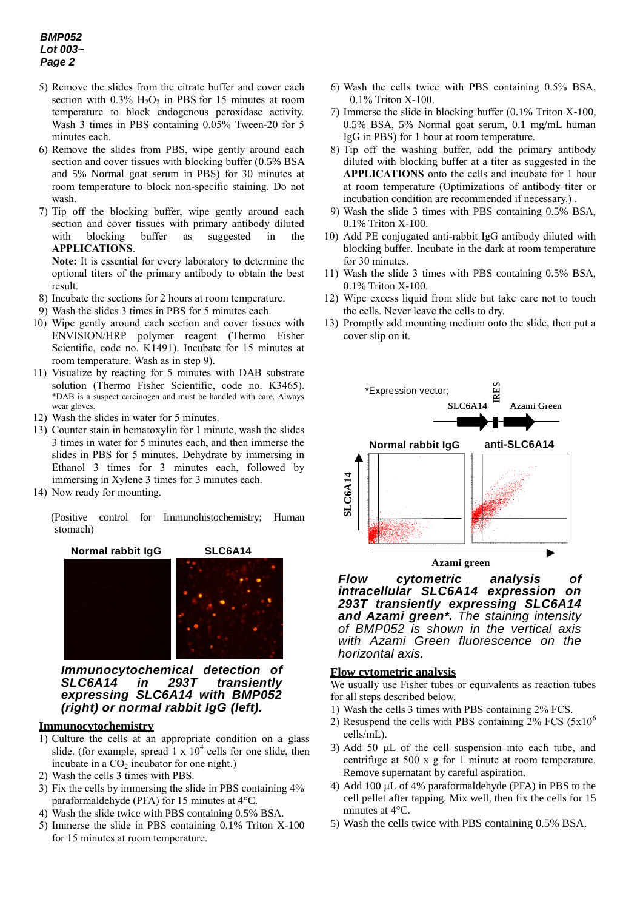5) Remove the slides from the citrate buffer and cover each section with 0.3% $H_2O_2$ in PBS for 15 minutes at room temperature to block endogenous peroxidase activity. Wash 3 times in PBS containing 0.05% Tween-20 for 5 minutes each.
6) Remove the slides from PBS, wipe gently around each section and cover tissues with blocking buffer (0.5% BSA and 5% Normal goat serum in PBS) for 30 minutes at room temperature to block non-specific staining. Do not wash.
7) Tip off the blocking buffer, wipe gently around each section and cover tissues with primary antibody diluted with blocking buffer as suggested in the **APPLICATIONS**.
   **Note:** It is essential for every laboratory to determine the optional titers of the primary antibody to obtain the best result.
8) Incubate the sections for 2 hours at room temperature.
9) Wash the slides 3 times in PBS for 5 minutes each.
10) Wipe gently around each section and cover tissues with ENVISION/HRP polymer reagent (Thermo Fisher Scientific, code no. K1491). Incubate for 15 minutes at room temperature. Wash as in step 9).
11) Visualize by reacting for 5 minutes with DAB substrate solution (Thermo Fisher Scientific, code no. K3465). *DAB is a suspect carcinogen and must be handled with care. Always wear gloves.
12) Wash the slides in water for 5 minutes.
13) Counter stain in hematoxylin for 1 minute, wash the slides 3 times in water for 5 minutes each, and then immerse the slides in PBS for 5 minutes. Dehydrate by immersing in Ethanol 3 times for 3 minutes each, followed by immersing in Xylene 3 times for 3 minutes each.
14) Now ready for mounting.

(Positive control for Immunohistochemistry; Human stomach)

Normal rabbit IgG    SLC6A14

***Immunocytochemical detection of SLC6A14 in 293T transiently expressing SLC6A14 with BMP052 (right) or normal rabbit IgG (left).***

## Immunocytochemistry

1) Culture the cells at an appropriate condition on a glass slide. (for example, spread 1 x $10^4$ cells for one slide, then incubate in a $CO_2$ incubator for one night.)
2) Wash the cells 3 times with PBS.
3) Fix the cells by immersing the slide in PBS containing 4% paraformaldehyde (PFA) for 15 minutes at 4°C.
4) Wash the slide twice with PBS containing 0.5% BSA.
5) Immerse the slide in PBS containing 0.1% Triton X-100 for 15 minutes at room temperature.
6) Wash the cells twice with PBS containing 0.5% BSA, 0.1% Triton X-100.
7) Immerse the slide in blocking buffer (0.1% Triton X-100, 0.5% BSA, 5% Normal goat serum, 0.1 mg/mL human IgG in PBS) for 1 hour at room temperature.
8) Tip off the washing buffer, add the primary antibody diluted with blocking buffer at a titer as suggested in the **APPLICATIONS** onto the cells and incubate for 1 hour at room temperature (Optimizations of antibody titer or incubation condition are recommended if necessary.) .
9) Wash the slide 3 times with PBS containing 0.5% BSA, 0.1% Triton X-100.
10) Add PE conjugated anti-rabbit IgG antibody diluted with blocking buffer. Incubate in the dark at room temperature for 30 minutes.
11) Wash the slide 3 times with PBS containing 0.5% BSA, 0.1% Triton X-100.
12) Wipe excess liquid from slide but take care not to touch the cells. Never leave the cells to dry.
13) Promptly add mounting medium onto the slide, then put a cover slip on it.

*Expression vector; SLC6A14 – IRES – Azami Green

Normal rabbit IgG    anti-SLC6A14

SLC6A14 (vertical axis) / Azami green (horizontal axis)

***Flow cytometric analysis of intracellular SLC6A14 expression on 293T transiently expressing SLC6A14 and Azami green\*.*** *The staining intensity of BMP052 is shown in the vertical axis with Azami Green fluorescence on the horizontal axis.*

## Flow cytometric analysis

We usually use Fisher tubes or equivalents as reaction tubes for all steps described below.

1) Wash the cells 3 times with PBS containing 2% FCS.
2) Resuspend the cells with PBS containing 2% FCS (5x$10^6$ cells/mL).
3) Add 50 µL of the cell suspension into each tube, and centrifuge at 500 x g for 1 minute at room temperature. Remove supernatant by careful aspiration.
4) Add 100 µL of 4% paraformaldehyde (PFA) in PBS to the cell pellet after tapping. Mix well, then fix the cells for 15 minutes at 4°C.
5) Wash the cells twice with PBS containing 0.5% BSA.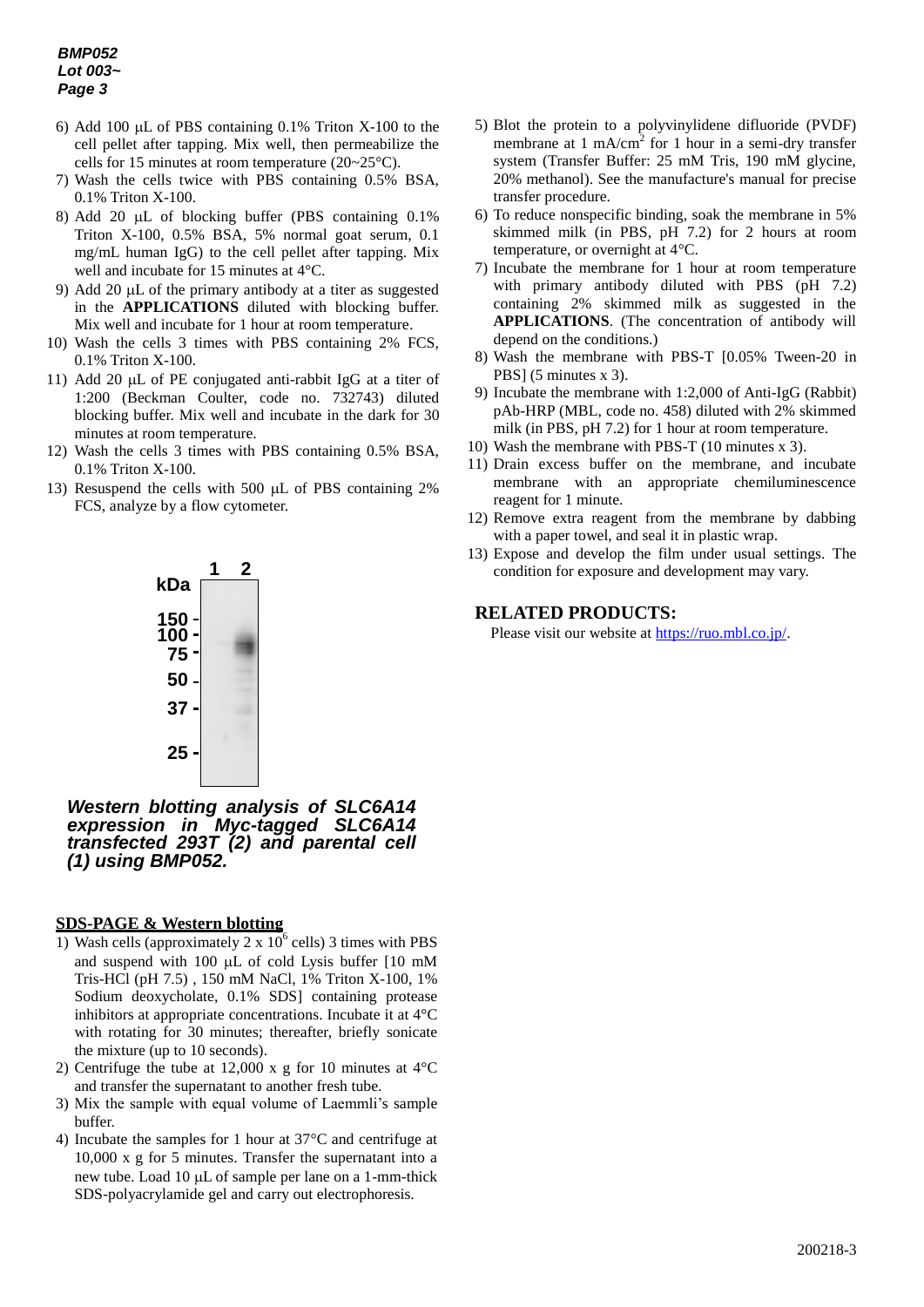6) Add 100 μL of PBS containing 0.1% Triton X-100 to the cell pellet after tapping. Mix well, then permeabilize the cells for 15 minutes at room temperature (20~25°C).
7) Wash the cells twice with PBS containing 0.5% BSA, 0.1% Triton X-100.
8) Add 20 μL of blocking buffer (PBS containing 0.1% Triton X-100, 0.5% BSA, 5% normal goat serum, 0.1 mg/mL human IgG) to the cell pellet after tapping. Mix well and incubate for 15 minutes at 4°C.
9) Add 20 μL of the primary antibody at a titer as suggested in the **APPLICATIONS** diluted with blocking buffer. Mix well and incubate for 1 hour at room temperature.
10) Wash the cells 3 times with PBS containing 2% FCS, 0.1% Triton X-100.
11) Add 20 μL of PE conjugated anti-rabbit IgG at a titer of 1:200 (Beckman Coulter, code no. 732743) diluted blocking buffer. Mix well and incubate in the dark for 30 minutes at room temperature.
12) Wash the cells 3 times with PBS containing 0.5% BSA, 0.1% Triton X-100.
13) Resuspend the cells with 500 μL of PBS containing 2% FCS, analyze by a flow cytometer.

1 2
kDa
150
100
75
50
37
25

***Western blotting analysis of SLC6A14 expression in Myc-tagged SLC6A14 transfected 293T (2) and parental cell (1) using BMP052.***

**SDS-PAGE & Western blotting**

1) Wash cells (approximately 2 x $10^6$ cells) 3 times with PBS and suspend with 100 μL of cold Lysis buffer [10 mM Tris-HCl (pH 7.5) , 150 mM NaCl, 1% Triton X-100, 1% Sodium deoxycholate, 0.1% SDS] containing protease inhibitors at appropriate concentrations. Incubate it at 4°C with rotating for 30 minutes; thereafter, briefly sonicate the mixture (up to 10 seconds).
2) Centrifuge the tube at 12,000 x g for 10 minutes at 4°C and transfer the supernatant to another fresh tube.
3) Mix the sample with equal volume of Laemmli's sample buffer.
4) Incubate the samples for 1 hour at 37°C and centrifuge at 10,000 x g for 5 minutes. Transfer the supernatant into a new tube. Load 10 μL of sample per lane on a 1-mm-thick SDS-polyacrylamide gel and carry out electrophoresis.
5) Blot the protein to a polyvinylidene difluoride (PVDF) membrane at 1 mA/$cm^2$ for 1 hour in a semi-dry transfer system (Transfer Buffer: 25 mM Tris, 190 mM glycine, 20% methanol). See the manufacture's manual for precise transfer procedure.
6) To reduce nonspecific binding, soak the membrane in 5% skimmed milk (in PBS, pH 7.2) for 2 hours at room temperature, or overnight at 4°C.
7) Incubate the membrane for 1 hour at room temperature with primary antibody diluted with PBS (pH 7.2) containing 2% skimmed milk as suggested in the **APPLICATIONS**. (The concentration of antibody will depend on the conditions.)
8) Wash the membrane with PBS-T [0.05% Tween-20 in PBS] (5 minutes x 3).
9) Incubate the membrane with 1:2,000 of Anti-IgG (Rabbit) pAb-HRP (MBL, code no. 458) diluted with 2% skimmed milk (in PBS, pH 7.2) for 1 hour at room temperature.
10) Wash the membrane with PBS-T (10 minutes x 3).
11) Drain excess buffer on the membrane, and incubate membrane with an appropriate chemiluminescence reagent for 1 minute.
12) Remove extra reagent from the membrane by dabbing with a paper towel, and seal it in plastic wrap.
13) Expose and develop the film under usual settings. The condition for exposure and development may vary.

## RELATED PRODUCTS:

Please visit our website at https://ruo.mbl.co.jp/.